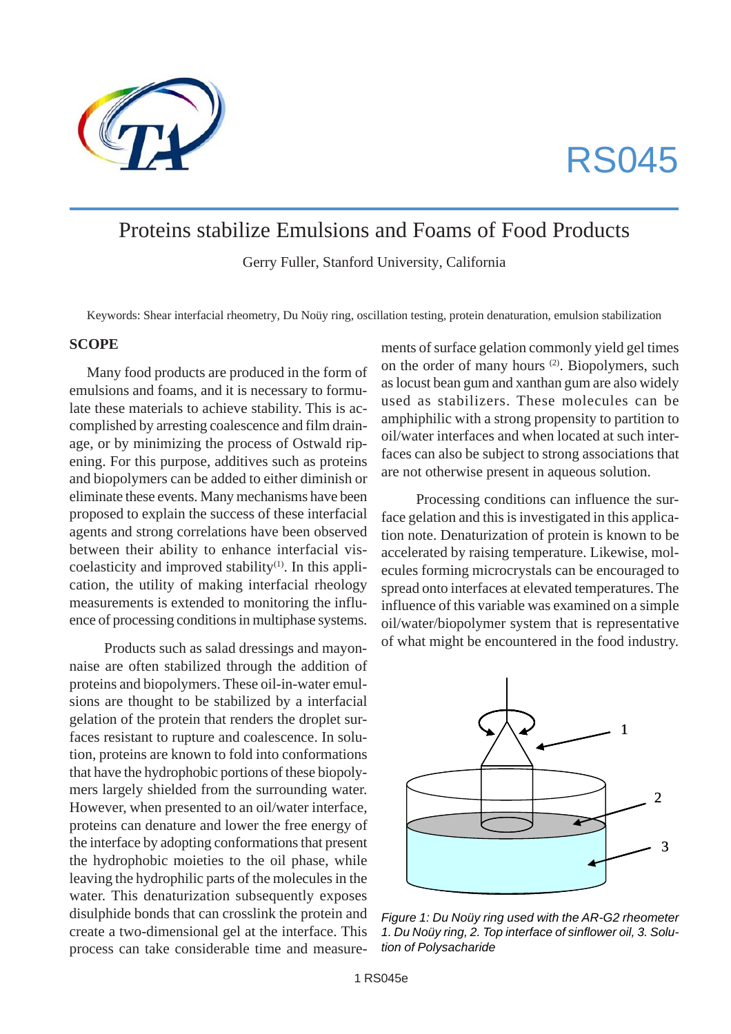RS045

# Proteins stabilize Emulsions and Foams of Food Products

Gerry Fuller, Stanford University, California

Keywords: Shear interfacial rheometry, Du Noüy ring, oscillation testing, protein denaturation, emulsion stabilization

## SCOPE

Many food products are produced in the form of emulsions and foams, and it is necessary to formulate these materials to achieve stability. This is accomplished by arresting coalescence and film drainage, or by minimizing the process of Ostwald ripening. For this purpose, additives such as proteins and biopolymers can be added to either diminish or eliminate these events. Many mechanisms have been proposed to explain the success of these interfacial agents and strong correlations have been observed between their ability to enhance interfacial viscoelasticity and improved stability[1]. In this application, the utility of making interfacial rheology measurements is extended to monitoring the influence of processing conditions in multiphase systems.

Products such as salad dressings and mayonnaise are often stabilized through the addition of proteins and biopolymers. These oil-in-water emulsions are thought to be stabilized by a interfacial gelation of the protein that renders the droplet surfaces resistant to rupture and coalescence. In solution, proteins are known to fold into conformations that have the hydrophobic portions of these biopolymers largely shielded from the surrounding water. However, when presented to an oil/water interface, proteins can denature and lower the free energy of the interface by adopting conformations that present the hydrophobic moieties to the oil phase, while leaving the hydrophilic parts of the molecules in the water. This denaturization subsequently exposes disulphide bonds that can crosslink the protein and create a two-dimensional gel at the interface. This process can take considerable time and measurements of surface gelation commonly yield gel times on the order of many hours [2]. Biopolymers, such as locust bean gum and xanthan gum are also widely used as stabilizers. These molecules can be amphiphilic with a strong propensity to partition to oil/water interfaces and when located at such interfaces can also be subject to strong associations that are not otherwise present in aqueous solution.

Processing conditions can influence the surface gelation and this is investigated in this application note. Denaturization of protein is known to be accelerated by raising temperature. Likewise, molecules forming microcrystals can be encouraged to spread onto interfaces at elevated temperatures. The influence of this variable was examined on a simple oil/water/biopolymer system that is representative of what might be encountered in the food industry.

*Figure 1: Du Noüy ring used with the AR-G2 rheometer 1. Du Noüy ring, 2. Top interface of sinflower oil, 3. Solution of Polysacharide*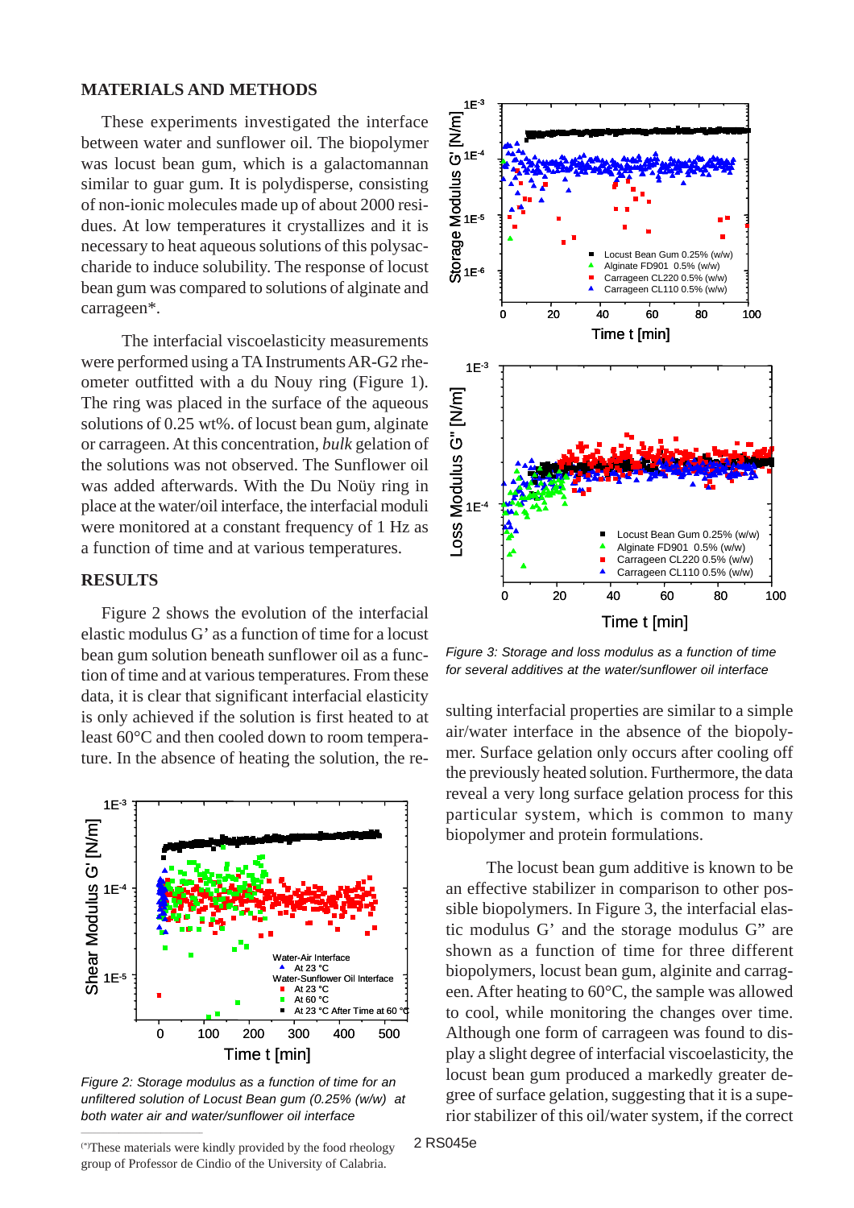## MATERIALS AND METHODS

These experiments investigated the interface between water and sunflower oil. The biopolymer was locust bean gum, which is a galactomannan similar to guar gum. It is polydisperse, consisting of non-ionic molecules made up of about 2000 residues. At low temperatures it crystallizes and it is necessary to heat aqueous solutions of this polysaccharide to induce solubility. The response of locust bean gum was compared to solutions of alginate and carrageen*.

The interfacial viscoelasticity measurements were performed using a TA Instruments AR-G2 rheometer outfitted with a du Nouy ring (Figure 1). The ring was placed in the surface of the aqueous solutions of 0.25 wt%. of locust bean gum, alginate or carrageen. At this concentration, *bulk* gelation of the solutions was not observed. The Sunflower oil was added afterwards. With the Du Noüy ring in place at the water/oil interface, the interfacial moduli were monitored at a constant frequency of 1 Hz as a function of time and at various temperatures.

## RESULTS

Figure 2 shows the evolution of the interfacial elastic modulus G' as a function of time for a locust bean gum solution beneath sunflower oil as a function of time and at various temperatures. From these data, it is clear that significant interfacial elasticity is only achieved if the solution is first heated to at least 60°C and then cooled down to room temperature. In the absence of heating the solution, the resulting interfacial properties are similar to a simple air/water interface in the absence of the biopolymer. Surface gelation only occurs after cooling off the previously heated solution. Furthermore, the data reveal a very long surface gelation process for this particular system, which is common to many biopolymer and protein formulations.

*Figure 2: Storage modulus as a function of time for an unfiltered solution of Locust Bean gum (0.25% (w/w) at both water air and water/sunflower oil interface*

The locust bean gum additive is known to be an effective stabilizer in comparison to other possible biopolymers. In Figure 3, the interfacial elastic modulus G' and the storage modulus G" are shown as a function of time for three different biopolymers, locust bean gum, alginite and carrageen. After heating to 60°C, the sample was allowed to cool, while monitoring the changes over time. Although one form of carrageen was found to display a slight degree of interfacial viscoelasticity, the locust bean gum produced a markedly greater degree of surface gelation, suggesting that it is a superior stabilizer of this oil/water system, if the correct

*Figure 3: Storage and loss modulus as a function of time for several additives at the water/sunflower oil interface*

(*)These materials were kindly provided by the food rheology group of Professor de Cindio of the University of Calabria.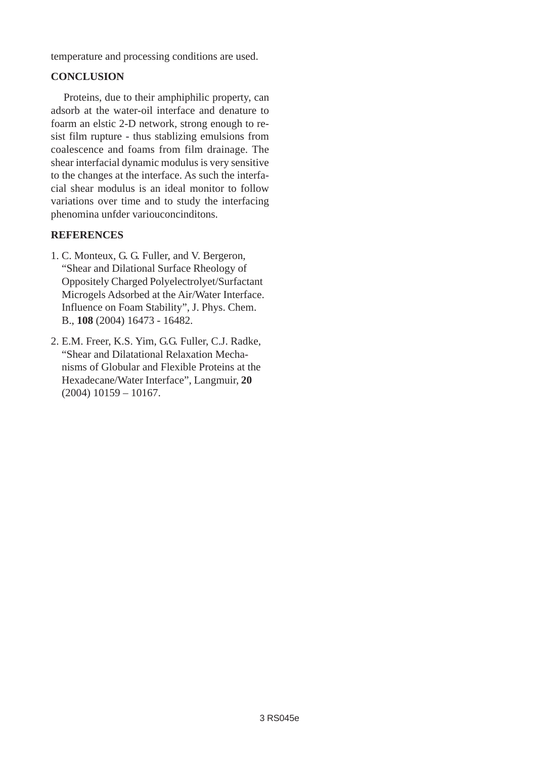temperature and processing conditions are used.

## CONCLUSION

Proteins, due to their amphiphilic property, can adsorb at the water-oil interface and denature to foarm an elstic 2-D network, strong enough to resist film rupture - thus stablizing emulsions from coalescence and foams from film drainage. The shear interfacial dynamic modulus is very sensitive to the changes at the interface. As such the interfacial shear modulus is an ideal monitor to follow variations over time and to study the interfacing phenomina unfder variouconcinditons.

## REFERENCES

1. C. Monteux, G. G. Fuller, and V. Bergeron, “Shear and Dilational Surface Rheology of Oppositely Charged Polyelectrolyet/Surfactant Microgels Adsorbed at the Air/Water Interface. Influence on Foam Stability”, J. Phys. Chem. B., **108** (2004) 16473 - 16482.

2. E.M. Freer, K.S. Yim, G.G. Fuller, C.J. Radke, “Shear and Dilatational Relaxation Mechanisms of Globular and Flexible Proteins at the Hexadecane/Water Interface”, Langmuir, **20** (2004) 10159 – 10167.